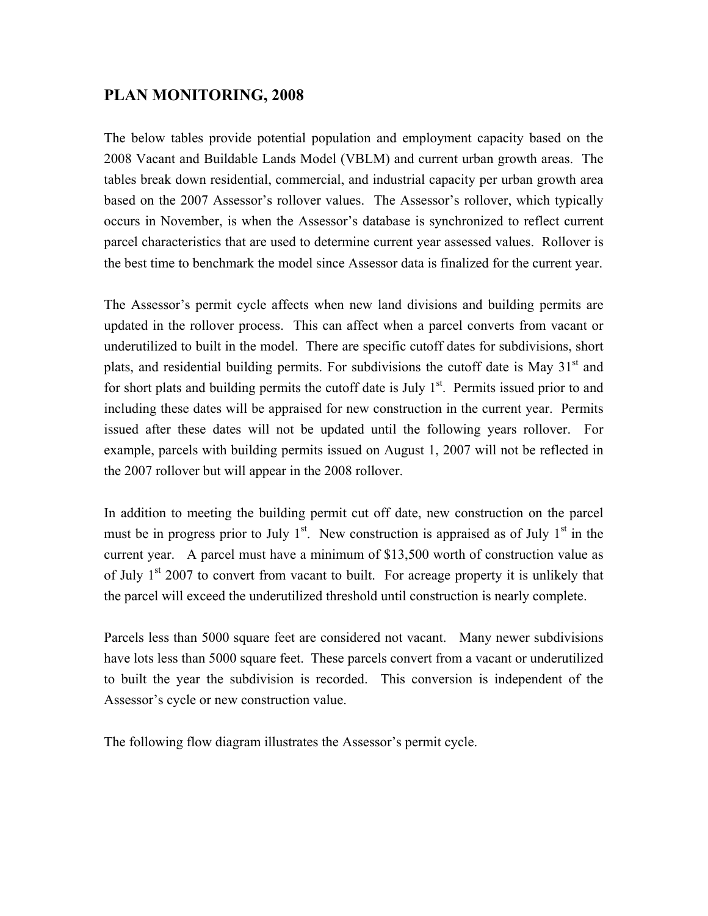# PLAN MONITORING, 2008

The below tables provide potential population and employment capacity based on the 2008 Vacant and Buildable Lands Model (VBLM) and current urban growth areas. The tables break down residential, commercial, and industrial capacity per urban growth area based on the 2007 Assessor's rollover values. The Assessor's rollover, which typically occurs in November, is when the Assessor's database is synchronized to reflect current parcel characteristics that are used to determine current year assessed values. Rollover is the best time to benchmark the model since Assessor data is finalized for the current year.

The Assessor's permit cycle affects when new land divisions and building permits are updated in the rollover process. This can affect when a parcel converts from vacant or underutilized to built in the model. There are specific cutoff dates for subdivisions, short plats, and residential building permits. For subdivisions the cutoff date is May 31st and for short plats and building permits the cutoff date is July 1st. Permits issued prior to and including these dates will be appraised for new construction in the current year. Permits issued after these dates will not be updated until the following years rollover. For example, parcels with building permits issued on August 1, 2007 will not be reflected in the 2007 rollover but will appear in the 2008 rollover.

In addition to meeting the building permit cut off date, new construction on the parcel must be in progress prior to July 1st. New construction is appraised as of July 1st in the current year. A parcel must have a minimum of $13,500 worth of construction value as of July 1st 2007 to convert from vacant to built. For acreage property it is unlikely that the parcel will exceed the underutilized threshold until construction is nearly complete.

Parcels less than 5000 square feet are considered not vacant. Many newer subdivisions have lots less than 5000 square feet. These parcels convert from a vacant or underutilized to built the year the subdivision is recorded. This conversion is independent of the Assessor's cycle or new construction value.

The following flow diagram illustrates the Assessor's permit cycle.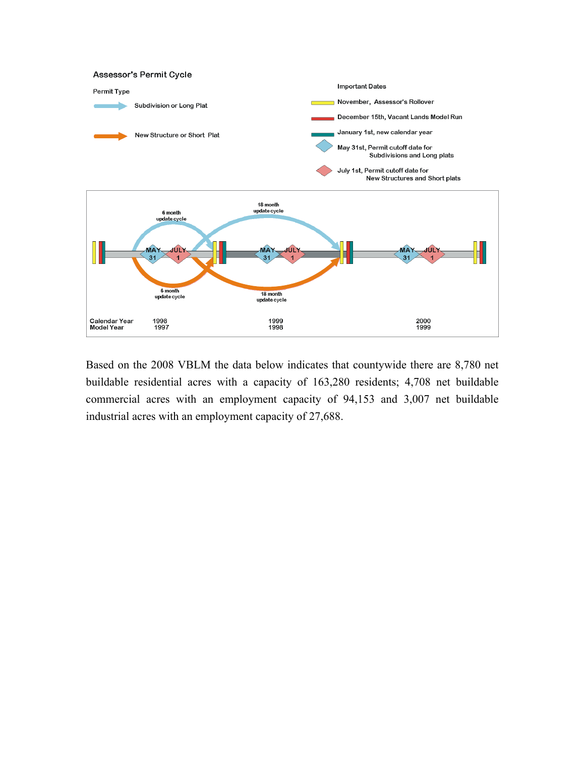**Assessor's Permit Cycle**

Permit Type

- Subdivision or Long Plat
- New Structure or Short Plat

Important Dates

- November, Assessor's Rollover
- December 15th, Vacant Lands Model Run
- January 1st, new calendar year
- May 31st, Permit cutoff date for Subdivisions and Long plats
- July 1st, Permit cutoff date for New Structures and Short plats

6 month update cycle

18 month update cycle

MAY 31 | JULY 1

| Calendar Year | 1998 | 1999 | 2000 |
|---|---|---|---|
| Model Year | 1997 | 1998 | 1999 |

Based on the 2008 VBLM the data below indicates that countywide there are 8,780 net buildable residential acres with a capacity of 163,280 residents; 4,708 net buildable commercial acres with an employment capacity of 94,153 and 3,007 net buildable industrial acres with an employment capacity of 27,688.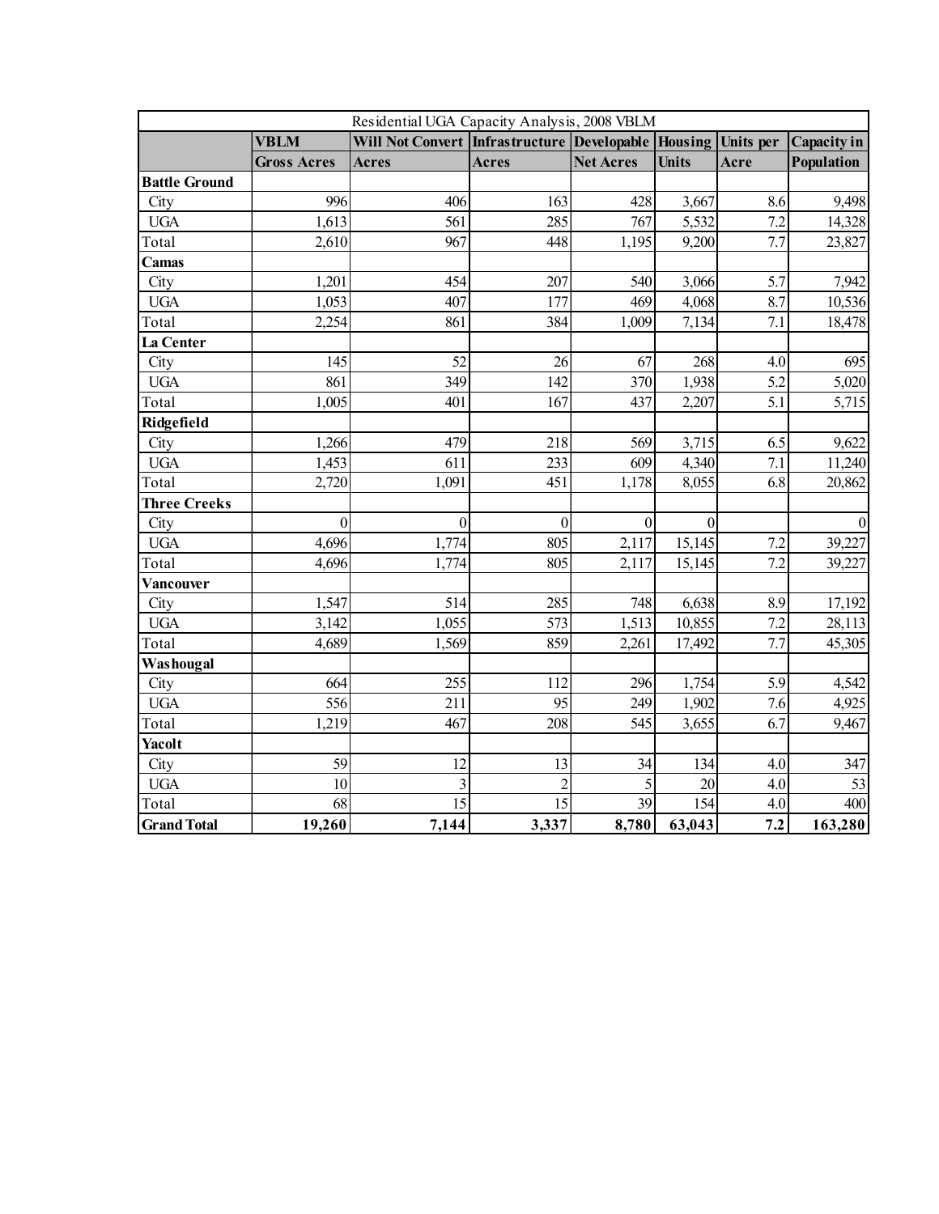| Residential UGA Capacity Analysis, 2008 VBLM | | | | | | | |
|---|---|---|---|---|---|---|---|
| | **VBLM Gross Acres** | **Will Not Convert Acres** | **Infrastructure Acres** | **Developable Net Acres** | **Housing Units** | **Units per Acre** | **Capacity in Population** |
| **Battle Ground** | | | | | | | |
| City | 996 | 406 | 163 | 428 | 3,667 | 8.6 | 9,498 |
| UGA | 1,613 | 561 | 285 | 767 | 5,532 | 7.2 | 14,328 |
| Total | 2,610 | 967 | 448 | 1,195 | 9,200 | 7.7 | 23,827 |
| **Camas** | | | | | | | |
| City | 1,201 | 454 | 207 | 540 | 3,066 | 5.7 | 7,942 |
| UGA | 1,053 | 407 | 177 | 469 | 4,068 | 8.7 | 10,536 |
| Total | 2,254 | 861 | 384 | 1,009 | 7,134 | 7.1 | 18,478 |
| **La Center** | | | | | | | |
| City | 145 | 52 | 26 | 67 | 268 | 4.0 | 695 |
| UGA | 861 | 349 | 142 | 370 | 1,938 | 5.2 | 5,020 |
| Total | 1,005 | 401 | 167 | 437 | 2,207 | 5.1 | 5,715 |
| **Ridgefield** | | | | | | | |
| City | 1,266 | 479 | 218 | 569 | 3,715 | 6.5 | 9,622 |
| UGA | 1,453 | 611 | 233 | 609 | 4,340 | 7.1 | 11,240 |
| Total | 2,720 | 1,091 | 451 | 1,178 | 8,055 | 6.8 | 20,862 |
| **Three Creeks** | | | | | | | |
| City | 0 | 0 | 0 | 0 | 0 | | 0 |
| UGA | 4,696 | 1,774 | 805 | 2,117 | 15,145 | 7.2 | 39,227 |
| Total | 4,696 | 1,774 | 805 | 2,117 | 15,145 | 7.2 | 39,227 |
| **Vancouver** | | | | | | | |
| City | 1,547 | 514 | 285 | 748 | 6,638 | 8.9 | 17,192 |
| UGA | 3,142 | 1,055 | 573 | 1,513 | 10,855 | 7.2 | 28,113 |
| Total | 4,689 | 1,569 | 859 | 2,261 | 17,492 | 7.7 | 45,305 |
| **Washougal** | | | | | | | |
| City | 664 | 255 | 112 | 296 | 1,754 | 5.9 | 4,542 |
| UGA | 556 | 211 | 95 | 249 | 1,902 | 7.6 | 4,925 |
| Total | 1,219 | 467 | 208 | 545 | 3,655 | 6.7 | 9,467 |
| **Yacolt** | | | | | | | |
| City | 59 | 12 | 13 | 34 | 134 | 4.0 | 347 |
| UGA | 10 | 3 | 2 | 5 | 20 | 4.0 | 53 |
| Total | 68 | 15 | 15 | 39 | 154 | 4.0 | 400 |
| **Grand Total** | **19,260** | **7,144** | **3,337** | **8,780** | **63,043** | **7.2** | **163,280** |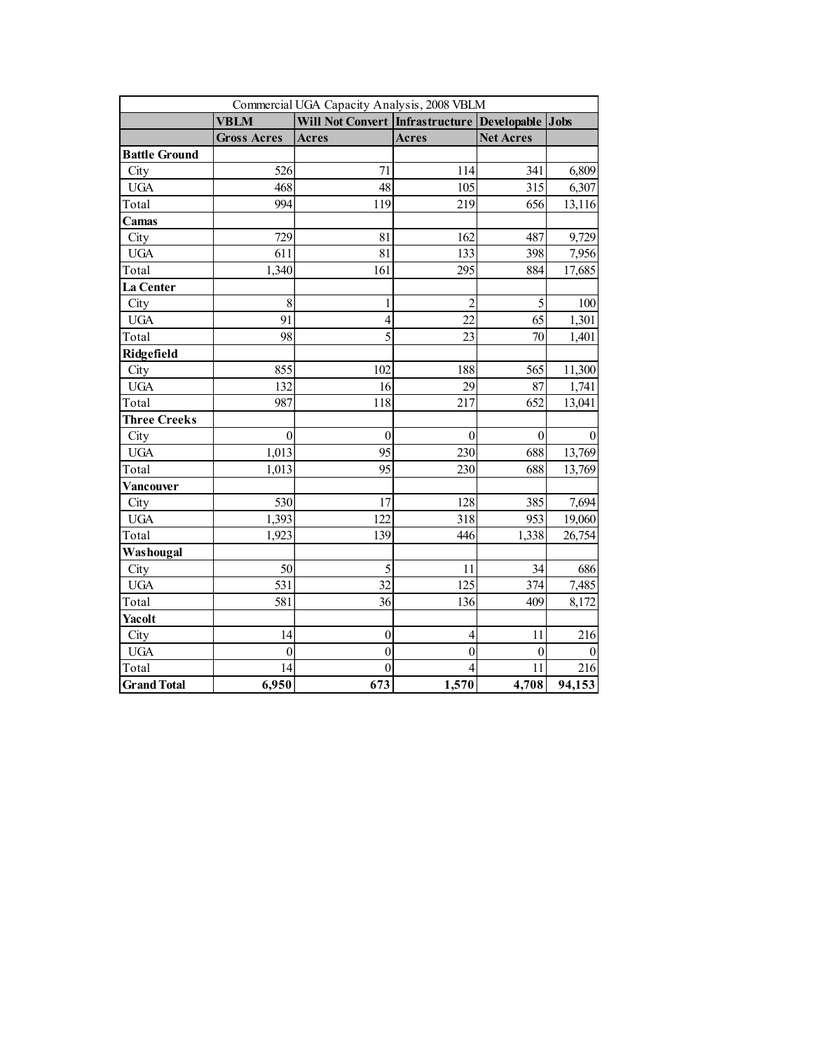| Commercial UGA Capacity Analysis, 2008 VBLM | | | | | |
|---|---|---|---|---|---|
| | **VBLM** | **Will Not Convert** | **Infrastructure** | **Developable** | **Jobs** |
| | **Gross Acres** | **Acres** | **Acres** | **Net Acres** | |
| **Battle Ground** | | | | | |
| City | 526 | 71 | 114 | 341 | 6,809 |
| UGA | 468 | 48 | 105 | 315 | 6,307 |
| Total | 994 | 119 | 219 | 656 | 13,116 |
| **Camas** | | | | | |
| City | 729 | 81 | 162 | 487 | 9,729 |
| UGA | 611 | 81 | 133 | 398 | 7,956 |
| Total | 1,340 | 161 | 295 | 884 | 17,685 |
| **La Center** | | | | | |
| City | 8 | 1 | 2 | 5 | 100 |
| UGA | 91 | 4 | 22 | 65 | 1,301 |
| Total | 98 | 5 | 23 | 70 | 1,401 |
| **Ridgefield** | | | | | |
| City | 855 | 102 | 188 | 565 | 11,300 |
| UGA | 132 | 16 | 29 | 87 | 1,741 |
| Total | 987 | 118 | 217 | 652 | 13,041 |
| **Three Creeks** | | | | | |
| City | 0 | 0 | 0 | 0 | 0 |
| UGA | 1,013 | 95 | 230 | 688 | 13,769 |
| Total | 1,013 | 95 | 230 | 688 | 13,769 |
| **Vancouver** | | | | | |
| City | 530 | 17 | 128 | 385 | 7,694 |
| UGA | 1,393 | 122 | 318 | 953 | 19,060 |
| Total | 1,923 | 139 | 446 | 1,338 | 26,754 |
| **Washougal** | | | | | |
| City | 50 | 5 | 11 | 34 | 686 |
| UGA | 531 | 32 | 125 | 374 | 7,485 |
| Total | 581 | 36 | 136 | 409 | 8,172 |
| **Yacolt** | | | | | |
| City | 14 | 0 | 4 | 11 | 216 |
| UGA | 0 | 0 | 0 | 0 | 0 |
| Total | 14 | 0 | 4 | 11 | 216 |
| **Grand Total** | **6,950** | **673** | **1,570** | **4,708** | **94,153** |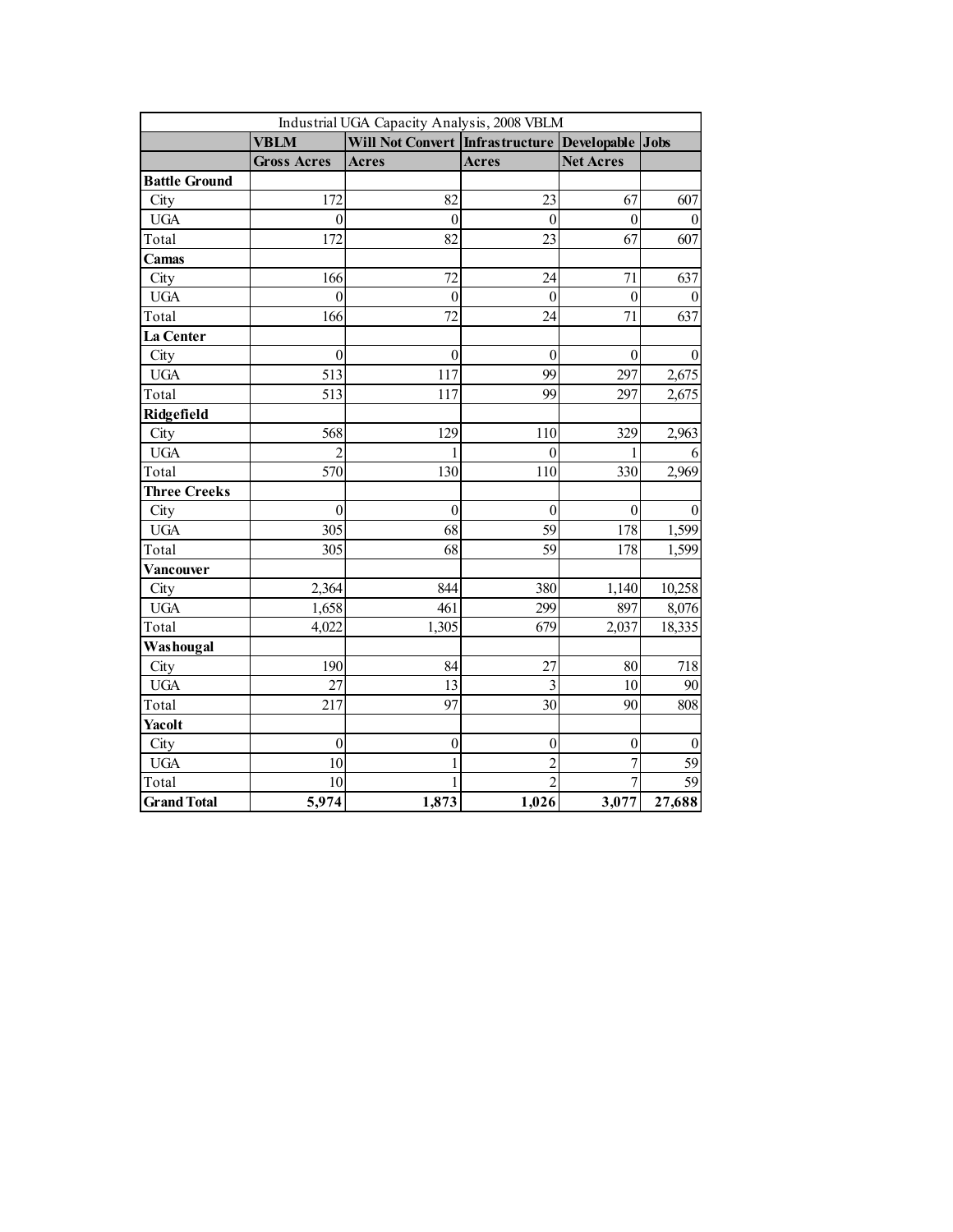| Industrial UGA Capacity Analysis, 2008 VBLM | | | | | |
|---|---|---|---|---|---|
| | VBLM | Will Not Convert | Infrastructure | Developable | Jobs |
| | Gross Acres | Acres | Acres | Net Acres | |
| **Battle Ground** | | | | | |
| City | 172 | 82 | 23 | 67 | 607 |
| UGA | 0 | 0 | 0 | 0 | 0 |
| Total | 172 | 82 | 23 | 67 | 607 |
| **Camas** | | | | | |
| City | 166 | 72 | 24 | 71 | 637 |
| UGA | 0 | 0 | 0 | 0 | 0 |
| Total | 166 | 72 | 24 | 71 | 637 |
| **La Center** | | | | | |
| City | 0 | 0 | 0 | 0 | 0 |
| UGA | 513 | 117 | 99 | 297 | 2,675 |
| Total | 513 | 117 | 99 | 297 | 2,675 |
| **Ridgefield** | | | | | |
| City | 568 | 129 | 110 | 329 | 2,963 |
| UGA | 2 | 1 | 0 | 1 | 6 |
| Total | 570 | 130 | 110 | 330 | 2,969 |
| **Three Creeks** | | | | | |
| City | 0 | 0 | 0 | 0 | 0 |
| UGA | 305 | 68 | 59 | 178 | 1,599 |
| Total | 305 | 68 | 59 | 178 | 1,599 |
| **Vancouver** | | | | | |
| City | 2,364 | 844 | 380 | 1,140 | 10,258 |
| UGA | 1,658 | 461 | 299 | 897 | 8,076 |
| Total | 4,022 | 1,305 | 679 | 2,037 | 18,335 |
| **Washougal** | | | | | |
| City | 190 | 84 | 27 | 80 | 718 |
| UGA | 27 | 13 | 3 | 10 | 90 |
| Total | 217 | 97 | 30 | 90 | 808 |
| **Yacolt** | | | | | |
| City | 0 | 0 | 0 | 0 | 0 |
| UGA | 10 | 1 | 2 | 7 | 59 |
| Total | 10 | 1 | 2 | 7 | 59 |
| **Grand Total** | **5,974** | **1,873** | **1,026** | **3,077** | **27,688** |